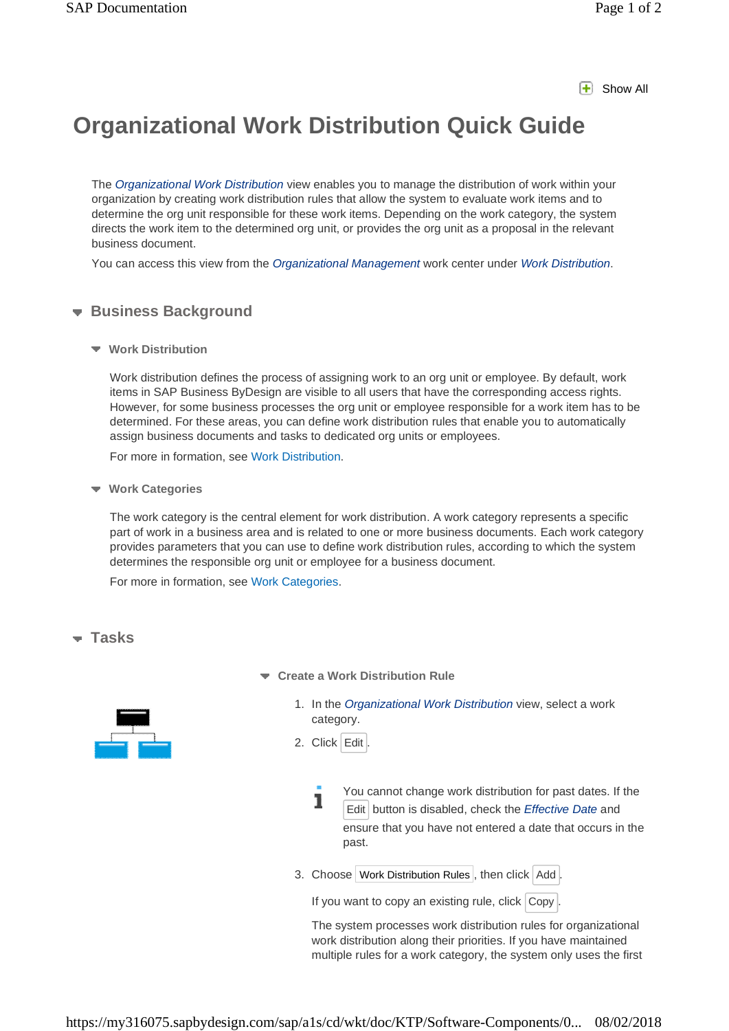Show All

# Organizational Work Distribution Quick Guide

The *Organizational Work Distribution* view enables you to manage the distribution of work within your organization by creating work distribution rules that allow the system to evaluate work items and to determine the org unit responsible for these work items. Depending on the work category, the system directs the work item to the determined org unit, or provides the org unit as a proposal in the relevant business document.

You can access this view from the *Organizational Management* work center under *Work Distribution*.

## Business Background

### Work Distribution

Work distribution defines the process of assigning work to an org unit or employee. By default, work items in SAP Business ByDesign are visible to all users that have the corresponding access rights. However, for some business processes the org unit or employee responsible for a work item has to be determined. For these areas, you can define work distribution rules that enable you to automatically assign business documents and tasks to dedicated org units or employees.

For more in formation, see Work Distribution.

### Work Categories

The work category is the central element for work distribution. A work category represents a specific part of work in a business area and is related to one or more business documents. Each work category provides parameters that you can use to define work distribution rules, according to which the system determines the responsible org unit or employee for a business document.

For more in formation, see Work Categories.

## Tasks

### Create a Work Distribution Rule

1. In the *Organizational Work Distribution* view, select a work category.
2. Click Edit.

   You cannot change work distribution for past dates. If the Edit button is disabled, check the *Effective Date* and ensure that you have not entered a date that occurs in the past.

3. Choose Work Distribution Rules, then click Add.

   If you want to copy an existing rule, click Copy.

   The system processes work distribution rules for organizational work distribution along their priorities. If you have maintained multiple rules for a work category, the system only uses the first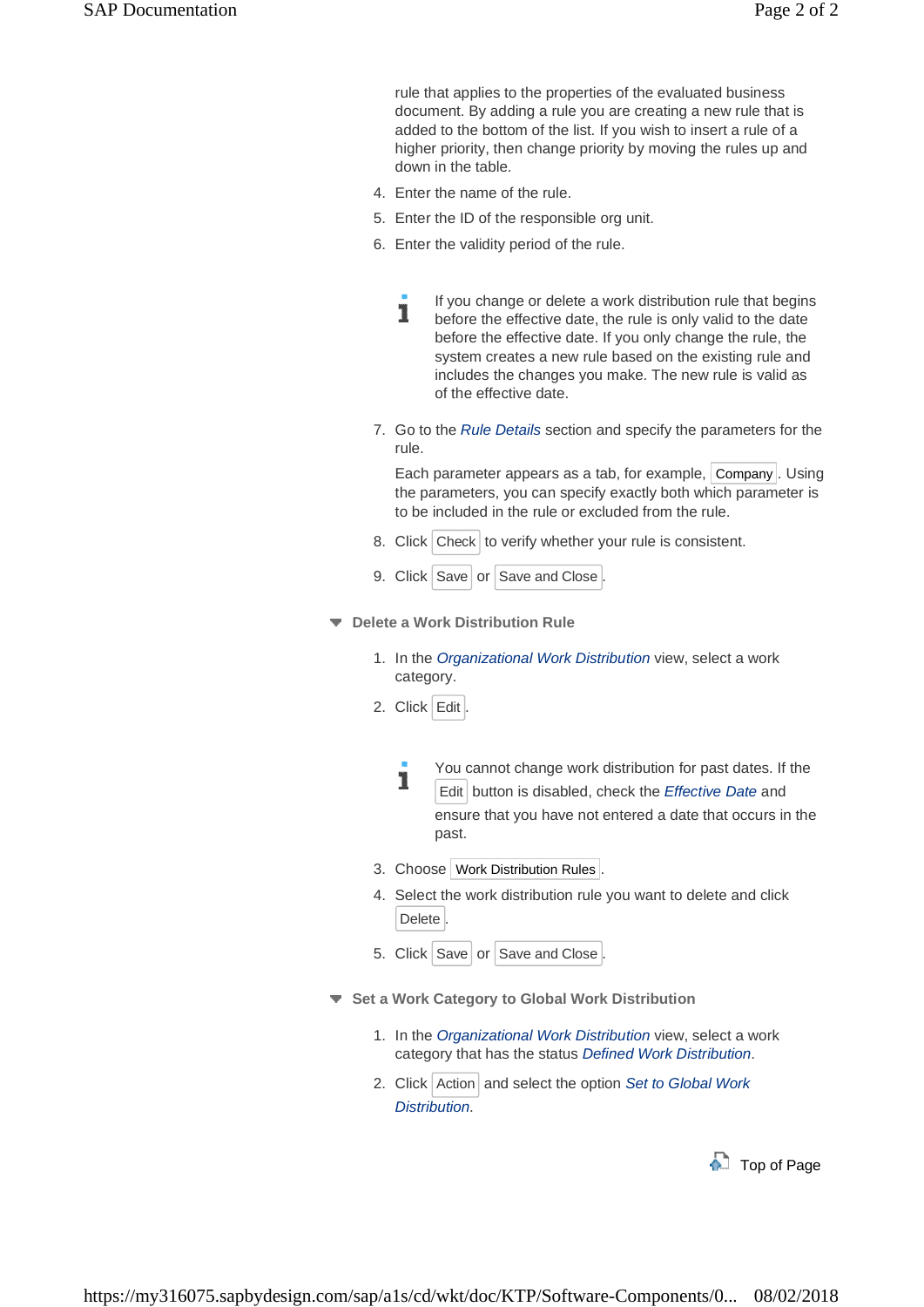rule that applies to the properties of the evaluated business document. By adding a rule you are creating a new rule that is added to the bottom of the list. If you wish to insert a rule of a higher priority, then change priority by moving the rules up and down in the table.

4. Enter the name of the rule.
5. Enter the ID of the responsible org unit.
6. Enter the validity period of the rule.

> If you change or delete a work distribution rule that begins before the effective date, the rule is only valid to the date before the effective date. If you only change the rule, the system creates a new rule based on the existing rule and includes the changes you make. The new rule is valid as of the effective date.

7. Go to the *Rule Details* section and specify the parameters for the rule.

   Each parameter appears as a tab, for example, Company. Using the parameters, you can specify exactly both which parameter is to be included in the rule or excluded from the rule.

8. Click Check to verify whether your rule is consistent.
9. Click Save or Save and Close.

### Delete a Work Distribution Rule

1. In the *Organizational Work Distribution* view, select a work category.
2. Click Edit.

> You cannot change work distribution for past dates. If the Edit button is disabled, check the *Effective Date* and ensure that you have not entered a date that occurs in the past.

3. Choose Work Distribution Rules.
4. Select the work distribution rule you want to delete and click Delete.
5. Click Save or Save and Close.

### Set a Work Category to Global Work Distribution

1. In the *Organizational Work Distribution* view, select a work category that has the status *Defined Work Distribution*.
2. Click Action and select the option *Set to Global Work Distribution*.

Top of Page